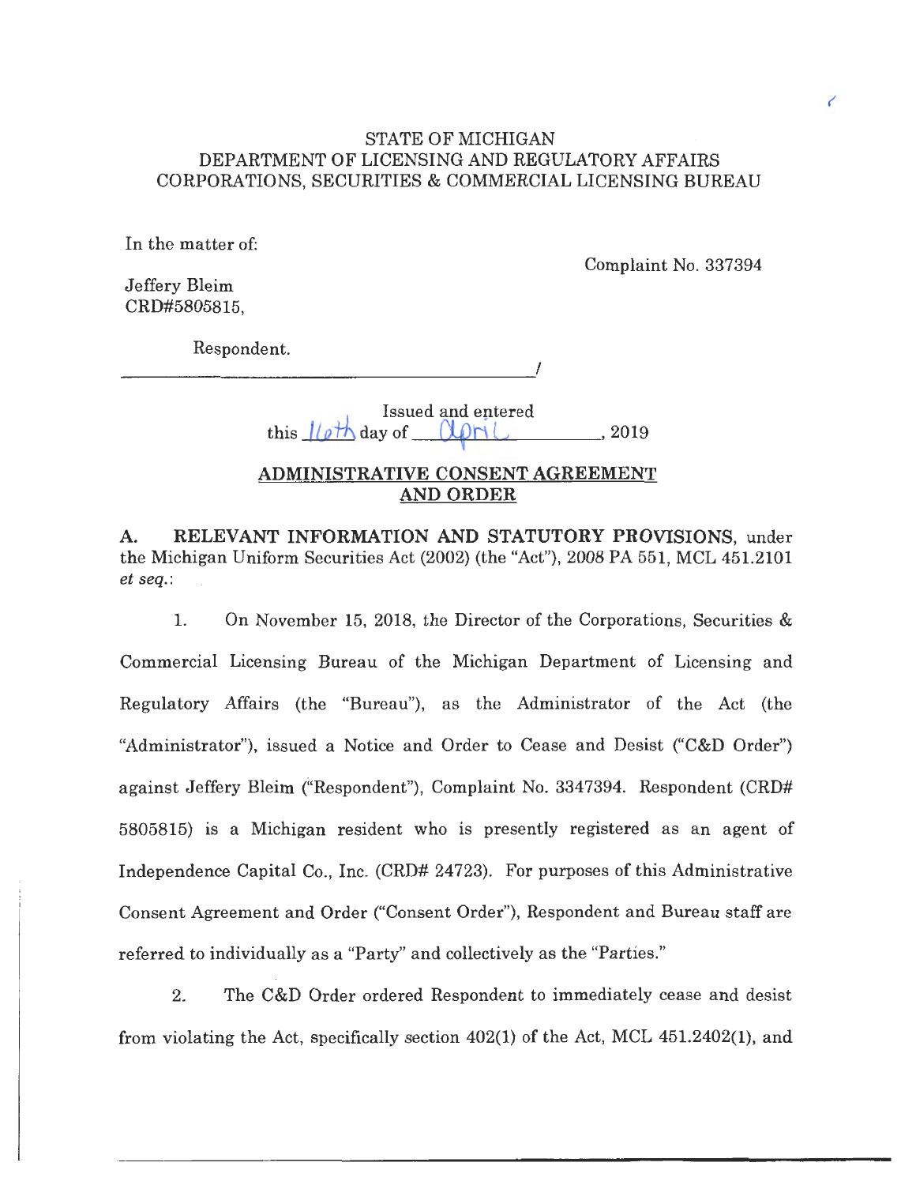STATE OF MICHIGAN
DEPARTMENT OF LICENSING AND REGULATORY AFFAIRS
CORPORATIONS, SECURITIES & COMMERCIAL LICENSING BUREAU

In the matter of:

Complaint No. 337394

Jeffery Bleim
CRD#5805815,

Respondent.
_____________________________________/

Issued and entered
this 16th day of April, 2019

## ADMINISTRATIVE CONSENT AGREEMENT AND ORDER

**A. RELEVANT INFORMATION AND STATUTORY PROVISIONS**, under the Michigan Uniform Securities Act (2002) (the "Act"), 2008 PA 551, MCL 451.2101 *et seq.*:

1. On November 15, 2018, the Director of the Corporations, Securities & Commercial Licensing Bureau of the Michigan Department of Licensing and Regulatory Affairs (the "Bureau"), as the Administrator of the Act (the "Administrator"), issued a Notice and Order to Cease and Desist ("C&D Order") against Jeffery Bleim ("Respondent"), Complaint No. 3347394. Respondent (CRD# 5805815) is a Michigan resident who is presently registered as an agent of Independence Capital Co., Inc. (CRD# 24723). For purposes of this Administrative Consent Agreement and Order ("Consent Order"), Respondent and Bureau staff are referred to individually as a "Party" and collectively as the "Parties."

2. The C&D Order ordered Respondent to immediately cease and desist from violating the Act, specifically section 402(1) of the Act, MCL 451.2402(1), and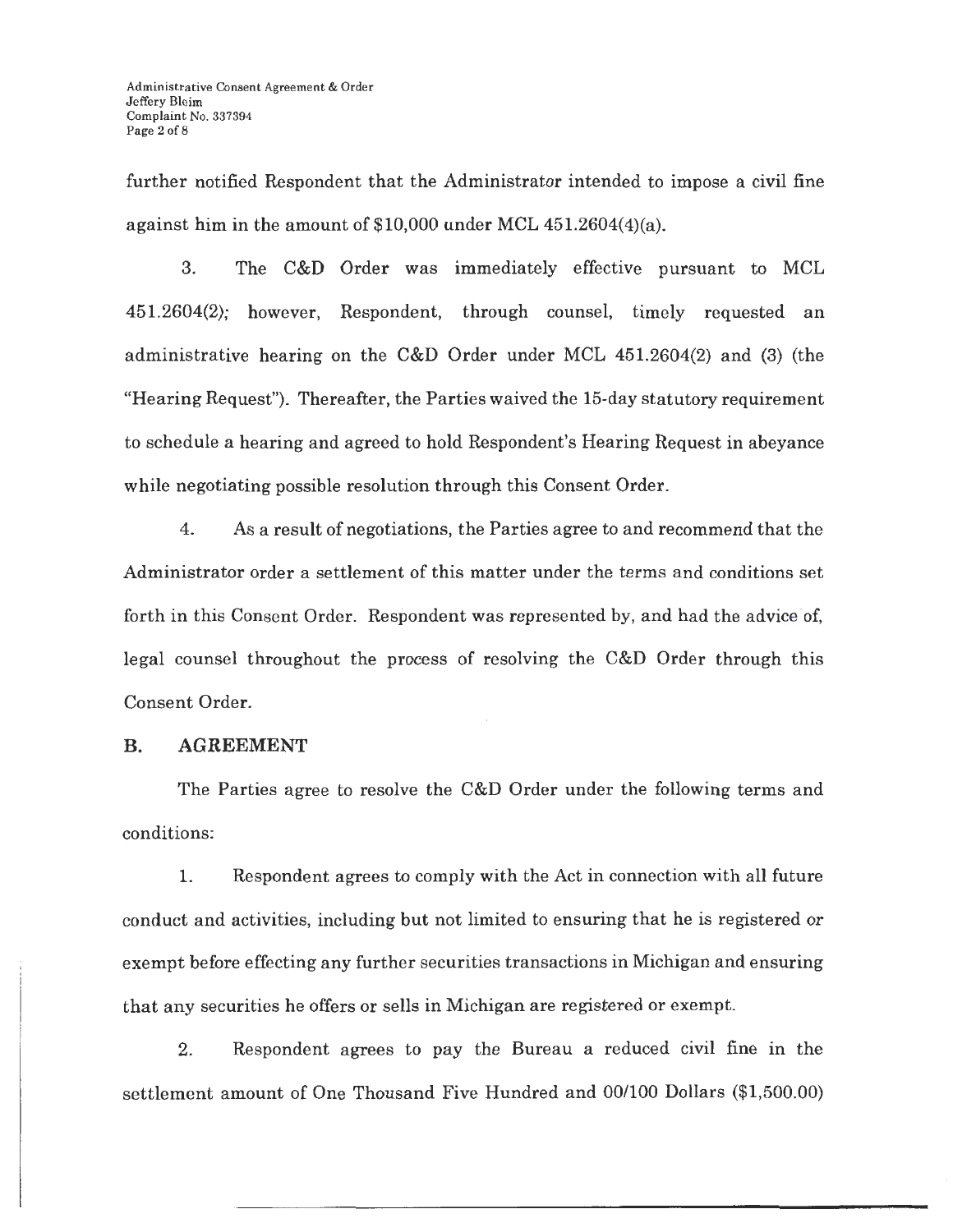further notified Respondent that the Administrator intended to impose a civil fine against him in the amount of $10,000 under MCL 451.2604(4)(a).

3. The C&D Order was immediately effective pursuant to MCL 451.2604(2); however, Respondent, through counsel, timely requested an administrative hearing on the C&D Order under MCL 451.2604(2) and (3) (the "Hearing Request"). Thereafter, the Parties waived the 15-day statutory requirement to schedule a hearing and agreed to hold Respondent's Hearing Request in abeyance while negotiating possible resolution through this Consent Order.

4. As a result of negotiations, the Parties agree to and recommend that the Administrator order a settlement of this matter under the terms and conditions set forth in this Consent Order. Respondent was represented by, and had the advice of, legal counsel throughout the process of resolving the C&D Order through this Consent Order.

## B. AGREEMENT

The Parties agree to resolve the C&D Order under the following terms and conditions:

1. Respondent agrees to comply with the Act in connection with all future conduct and activities, including but not limited to ensuring that he is registered or exempt before effecting any further securities transactions in Michigan and ensuring that any securities he offers or sells in Michigan are registered or exempt.

2. Respondent agrees to pay the Bureau a reduced civil fine in the settlement amount of One Thousand Five Hundred and 00/100 Dollars ($1,500.00)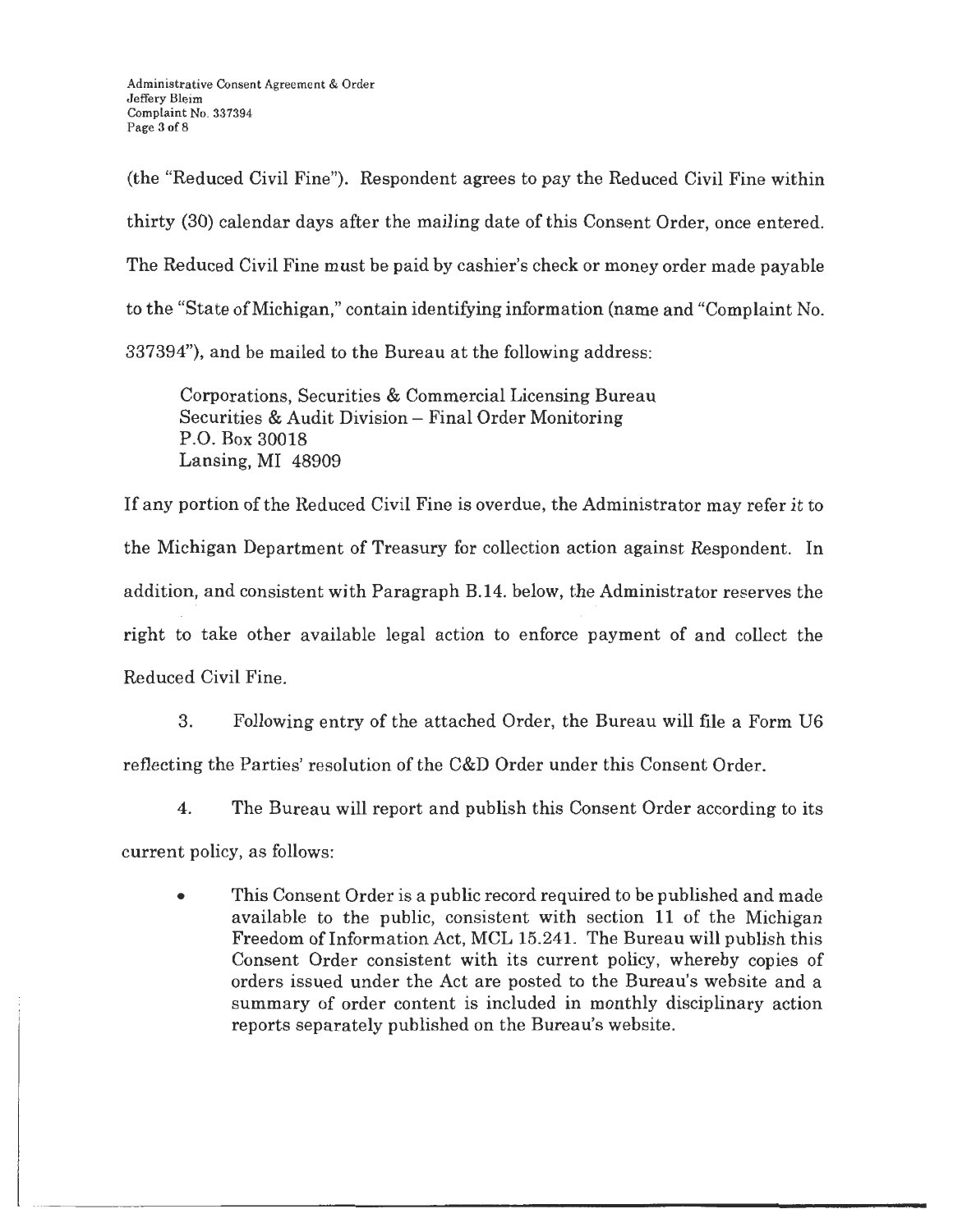(the "Reduced Civil Fine"). Respondent agrees to pay the Reduced Civil Fine within thirty (30) calendar days after the mailing date of this Consent Order, once entered. The Reduced Civil Fine must be paid by cashier's check or money order made payable to the "State of Michigan," contain identifying information (name and "Complaint No. 337394"), and be mailed to the Bureau at the following address:

> Corporations, Securities & Commercial Licensing Bureau
> Securities & Audit Division – Final Order Monitoring
> P.O. Box 30018
> Lansing, MI 48909

If any portion of the Reduced Civil Fine is overdue, the Administrator may refer it to the Michigan Department of Treasury for collection action against Respondent. In addition, and consistent with Paragraph B.14. below, the Administrator reserves the right to take other available legal action to enforce payment of and collect the Reduced Civil Fine.

3. Following entry of the attached Order, the Bureau will file a Form U6 reflecting the Parties' resolution of the C&D Order under this Consent Order.

4. The Bureau will report and publish this Consent Order according to its current policy, as follows:

- This Consent Order is a public record required to be published and made available to the public, consistent with section 11 of the Michigan Freedom of Information Act, MCL 15.241. The Bureau will publish this Consent Order consistent with its current policy, whereby copies of orders issued under the Act are posted to the Bureau's website and a summary of order content is included in monthly disciplinary action reports separately published on the Bureau's website.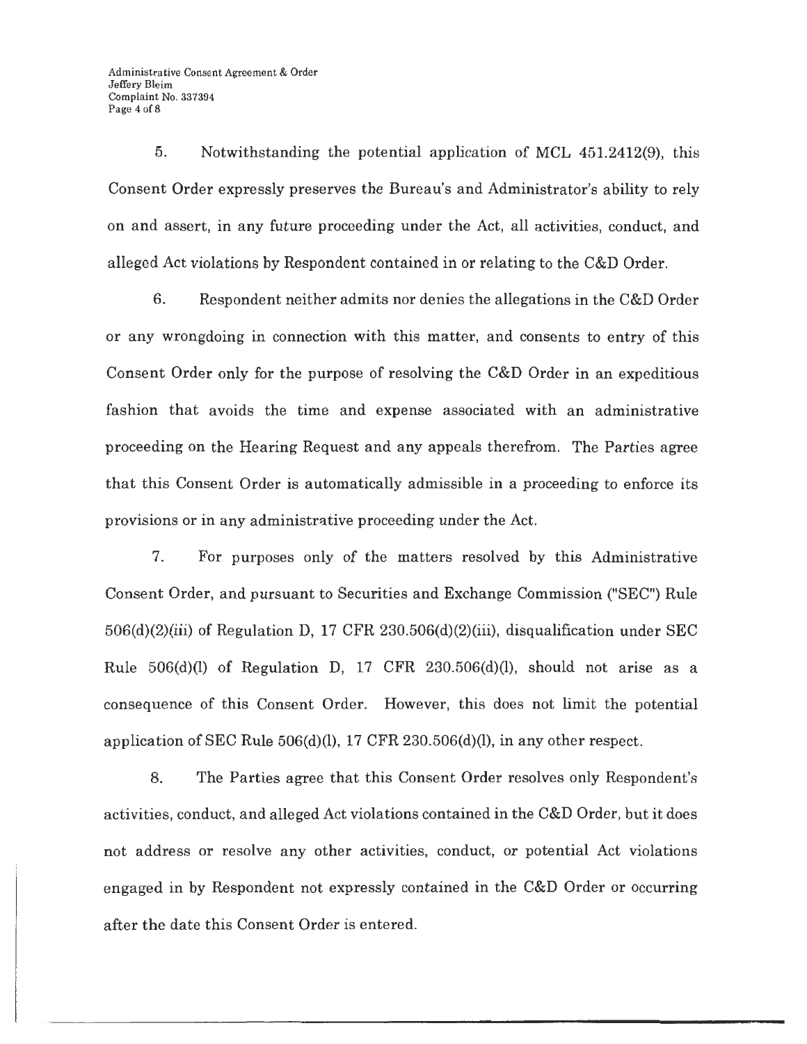5. Notwithstanding the potential application of MCL 451.2412(9), this Consent Order expressly preserves the Bureau's and Administrator's ability to rely on and assert, in any future proceeding under the Act, all activities, conduct, and alleged Act violations by Respondent contained in or relating to the C&D Order.

6. Respondent neither admits nor denies the allegations in the C&D Order or any wrongdoing in connection with this matter, and consents to entry of this Consent Order only for the purpose of resolving the C&D Order in an expeditious fashion that avoids the time and expense associated with an administrative proceeding on the Hearing Request and any appeals therefrom. The Parties agree that this Consent Order is automatically admissible in a proceeding to enforce its provisions or in any administrative proceeding under the Act.

7. For purposes only of the matters resolved by this Administrative Consent Order, and pursuant to Securities and Exchange Commission ("SEC") Rule 506(d)(2)(iii) of Regulation D, 17 CFR 230.506(d)(2)(iii), disqualification under SEC Rule 506(d)(l) of Regulation D, 17 CFR 230.506(d)(l), should not arise as a consequence of this Consent Order. However, this does not limit the potential application of SEC Rule 506(d)(l), 17 CFR 230.506(d)(l), in any other respect.

8. The Parties agree that this Consent Order resolves only Respondent's activities, conduct, and alleged Act violations contained in the C&D Order, but it does not address or resolve any other activities, conduct, or potential Act violations engaged in by Respondent not expressly contained in the C&D Order or occurring after the date this Consent Order is entered.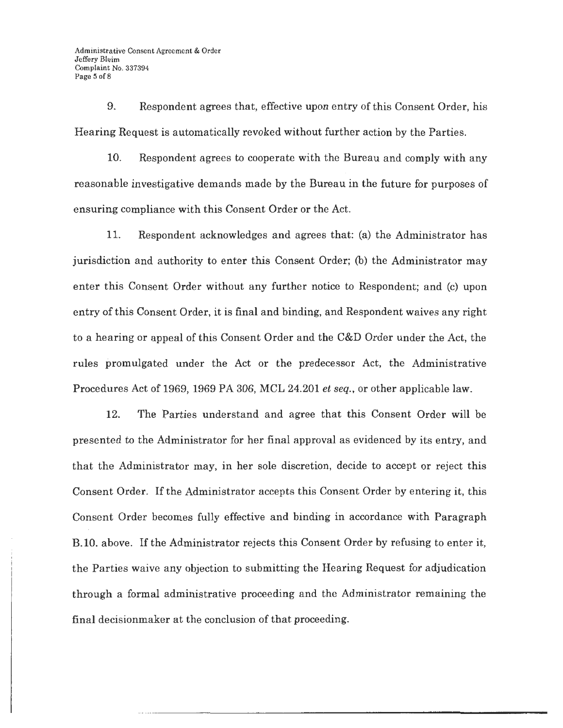9. Respondent agrees that, effective upon entry of this Consent Order, his Hearing Request is automatically revoked without further action by the Parties.

10. Respondent agrees to cooperate with the Bureau and comply with any reasonable investigative demands made by the Bureau in the future for purposes of ensuring compliance with this Consent Order or the Act.

11. Respondent acknowledges and agrees that: (a) the Administrator has jurisdiction and authority to enter this Consent Order; (b) the Administrator may enter this Consent Order without any further notice to Respondent; and (c) upon entry of this Consent Order, it is final and binding, and Respondent waives any right to a hearing or appeal of this Consent Order and the C&D Order under the Act, the rules promulgated under the Act or the predecessor Act, the Administrative Procedures Act of 1969, 1969 PA 306, MCL 24.201 *et seq.*, or other applicable law.

12. The Parties understand and agree that this Consent Order will be presented to the Administrator for her final approval as evidenced by its entry, and that the Administrator may, in her sole discretion, decide to accept or reject this Consent Order. If the Administrator accepts this Consent Order by entering it, this Consent Order becomes fully effective and binding in accordance with Paragraph B.10. above. If the Administrator rejects this Consent Order by refusing to enter it, the Parties waive any objection to submitting the Hearing Request for adjudication through a formal administrative proceeding and the Administrator remaining the final decisionmaker at the conclusion of that proceeding.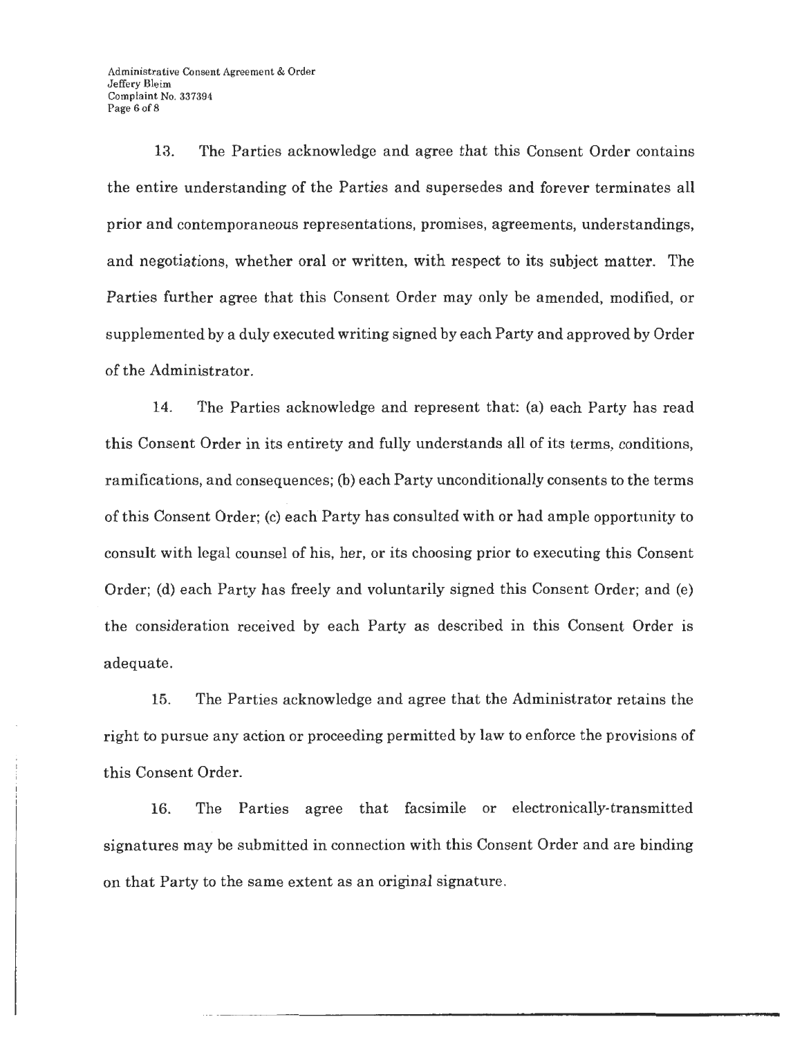13. The Parties acknowledge and agree that this Consent Order contains the entire understanding of the Parties and supersedes and forever terminates all prior and contemporaneous representations, promises, agreements, understandings, and negotiations, whether oral or written, with respect to its subject matter. The Parties further agree that this Consent Order may only be amended, modified, or supplemented by a duly executed writing signed by each Party and approved by Order of the Administrator.

14. The Parties acknowledge and represent that: (a) each Party has read this Consent Order in its entirety and fully understands all of its terms, conditions, ramifications, and consequences; (b) each Party unconditionally consents to the terms of this Consent Order; (c) each Party has consulted with or had ample opportunity to consult with legal counsel of his, her, or its choosing prior to executing this Consent Order; (d) each Party has freely and voluntarily signed this Consent Order; and (e) the consideration received by each Party as described in this Consent Order is adequate.

15. The Parties acknowledge and agree that the Administrator retains the right to pursue any action or proceeding permitted by law to enforce the provisions of this Consent Order.

16. The Parties agree that facsimile or electronically-transmitted signatures may be submitted in connection with this Consent Order and are binding on that Party to the same extent as an original signature.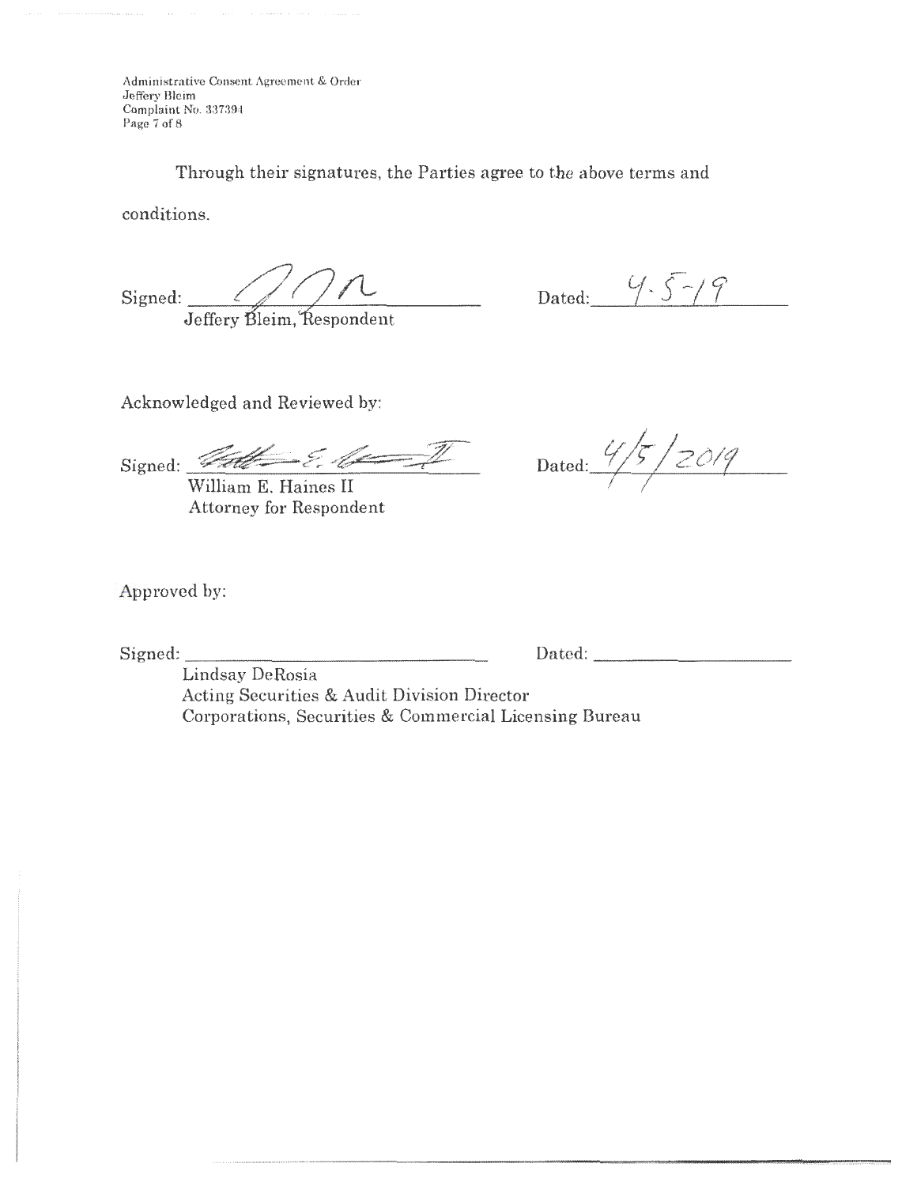Through their signatures, the Parties agree to the above terms and conditions.

Signed: ______________________ Dated: 4-5-19

Jeffery Bleim, Respondent

Acknowledged and Reviewed by:

Signed: ______________________ Dated: 4/5/2019

William E. Haines II
Attorney for Respondent

Approved by:

Signed: ______________________ Dated: ______________

Lindsay DeRosia
Acting Securities & Audit Division Director
Corporations, Securities & Commercial Licensing Bureau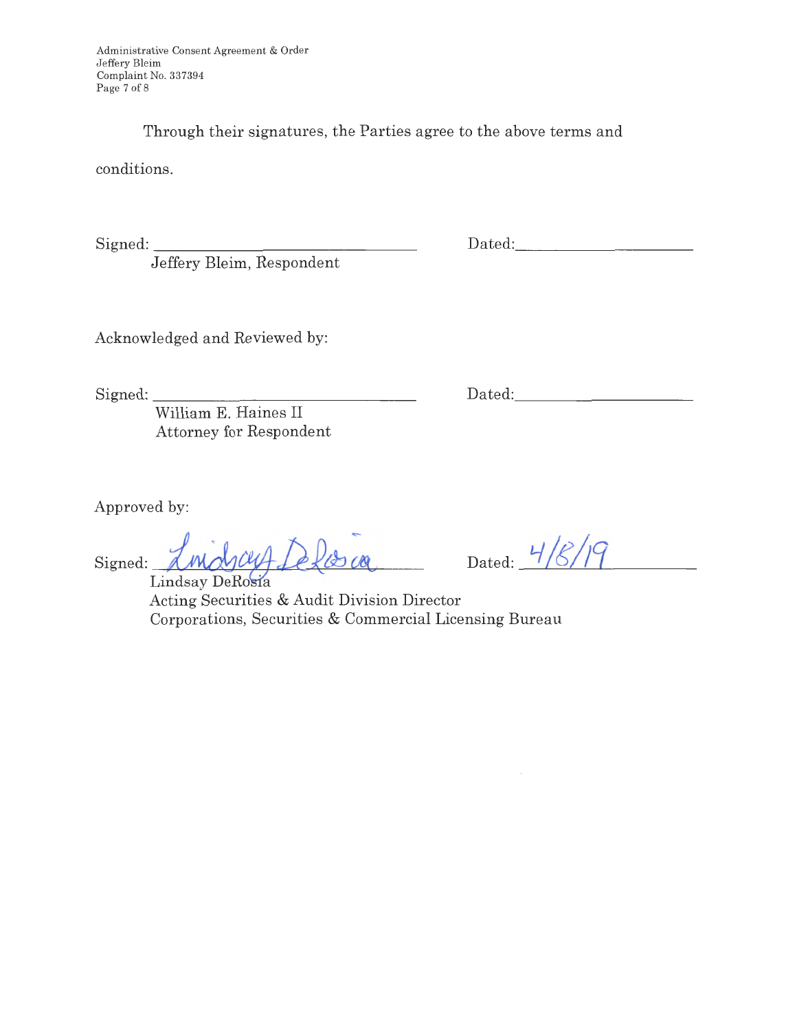Through their signatures, the Parties agree to the above terms and conditions.

Signed: ______________________________ Dated: ____________________
Jeffery Bleim, Respondent

Acknowledged and Reviewed by:

Signed: ______________________________ Dated: ____________________
William E. Haines II
Attorney for Respondent

Approved by:

Signed: Lindsay DeRosia Dated: 4/8/19
Lindsay DeRosia
Acting Securities & Audit Division Director
Corporations, Securities & Commercial Licensing Bureau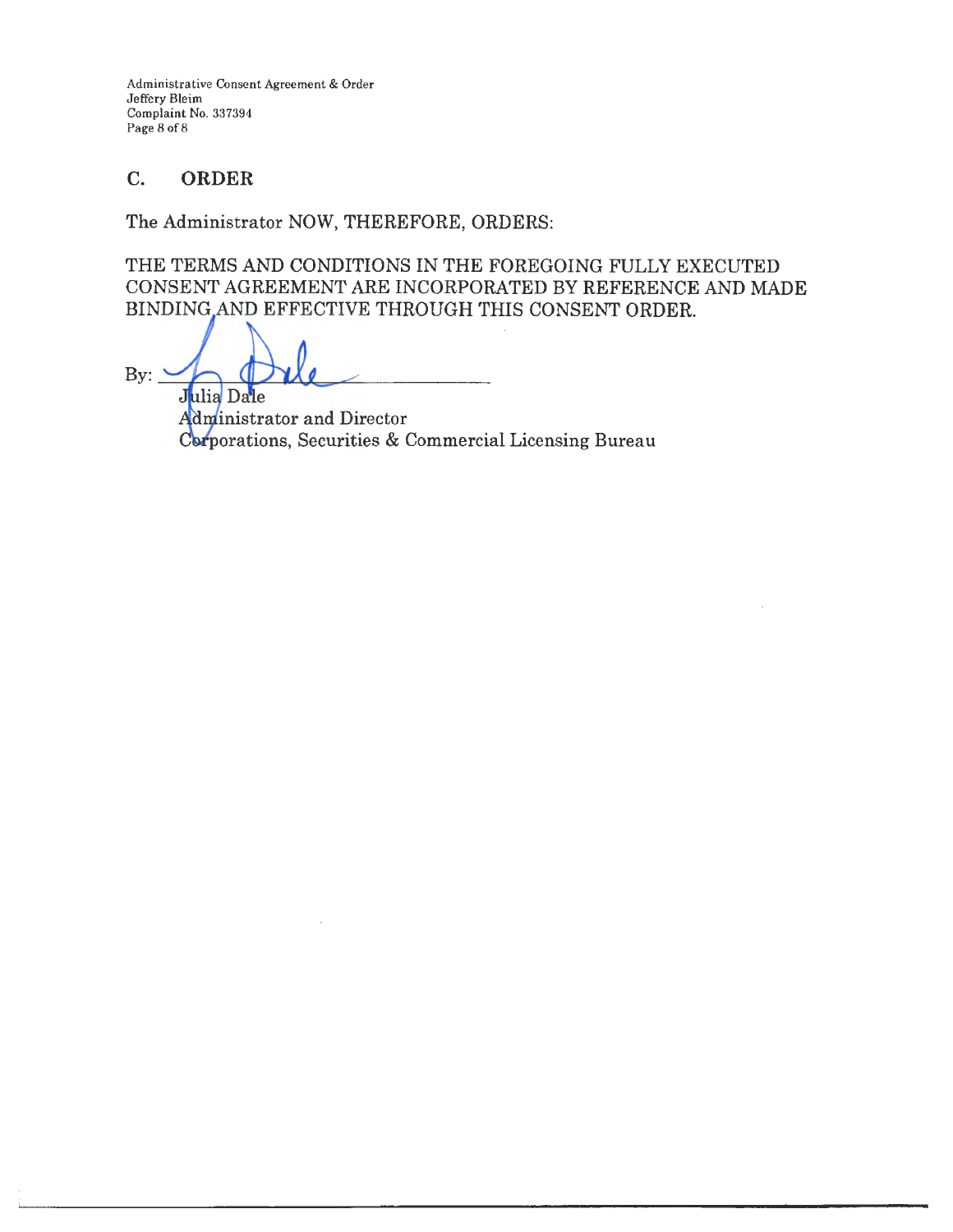## C. ORDER

The Administrator NOW, THEREFORE, ORDERS:

THE TERMS AND CONDITIONS IN THE FOREGOING FULLY EXECUTED CONSENT AGREEMENT ARE INCORPORATED BY REFERENCE AND MADE BINDING AND EFFECTIVE THROUGH THIS CONSENT ORDER.

By: ______________________________

Julia Dale
Administrator and Director
Corporations, Securities & Commercial Licensing Bureau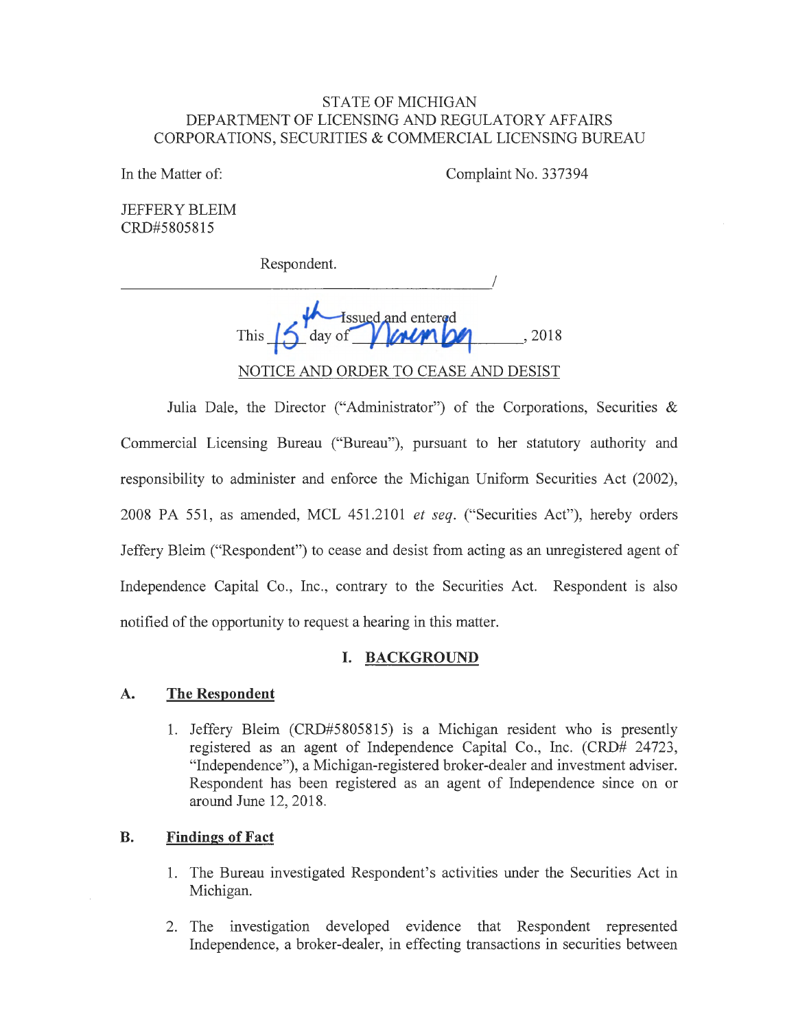STATE OF MICHIGAN
DEPARTMENT OF LICENSING AND REGULATORY AFFAIRS
CORPORATIONS, SECURITIES & COMMERCIAL LICENSING BUREAU

In the Matter of:

Complaint No. 337394

JEFFERY BLEIM
CRD#5805815

Respondent.

_______________________________________________/

Issued and entered
This 15th day of November, 2018

NOTICE AND ORDER TO CEASE AND DESIST

Julia Dale, the Director ("Administrator") of the Corporations, Securities & Commercial Licensing Bureau ("Bureau"), pursuant to her statutory authority and responsibility to administer and enforce the Michigan Uniform Securities Act (2002), 2008 PA 551, as amended, MCL 451.2101 *et seq*. ("Securities Act"), hereby orders Jeffery Bleim ("Respondent") to cease and desist from acting as an unregistered agent of Independence Capital Co., Inc., contrary to the Securities Act. Respondent is also notified of the opportunity to request a hearing in this matter.

## I. BACKGROUND

### A. The Respondent

1. Jeffery Bleim (CRD#5805815) is a Michigan resident who is presently registered as an agent of Independence Capital Co., Inc. (CRD# 24723, "Independence"), a Michigan-registered broker-dealer and investment adviser. Respondent has been registered as an agent of Independence since on or around June 12, 2018.

### B. Findings of Fact

1. The Bureau investigated Respondent's activities under the Securities Act in Michigan.

2. The investigation developed evidence that Respondent represented Independence, a broker-dealer, in effecting transactions in securities between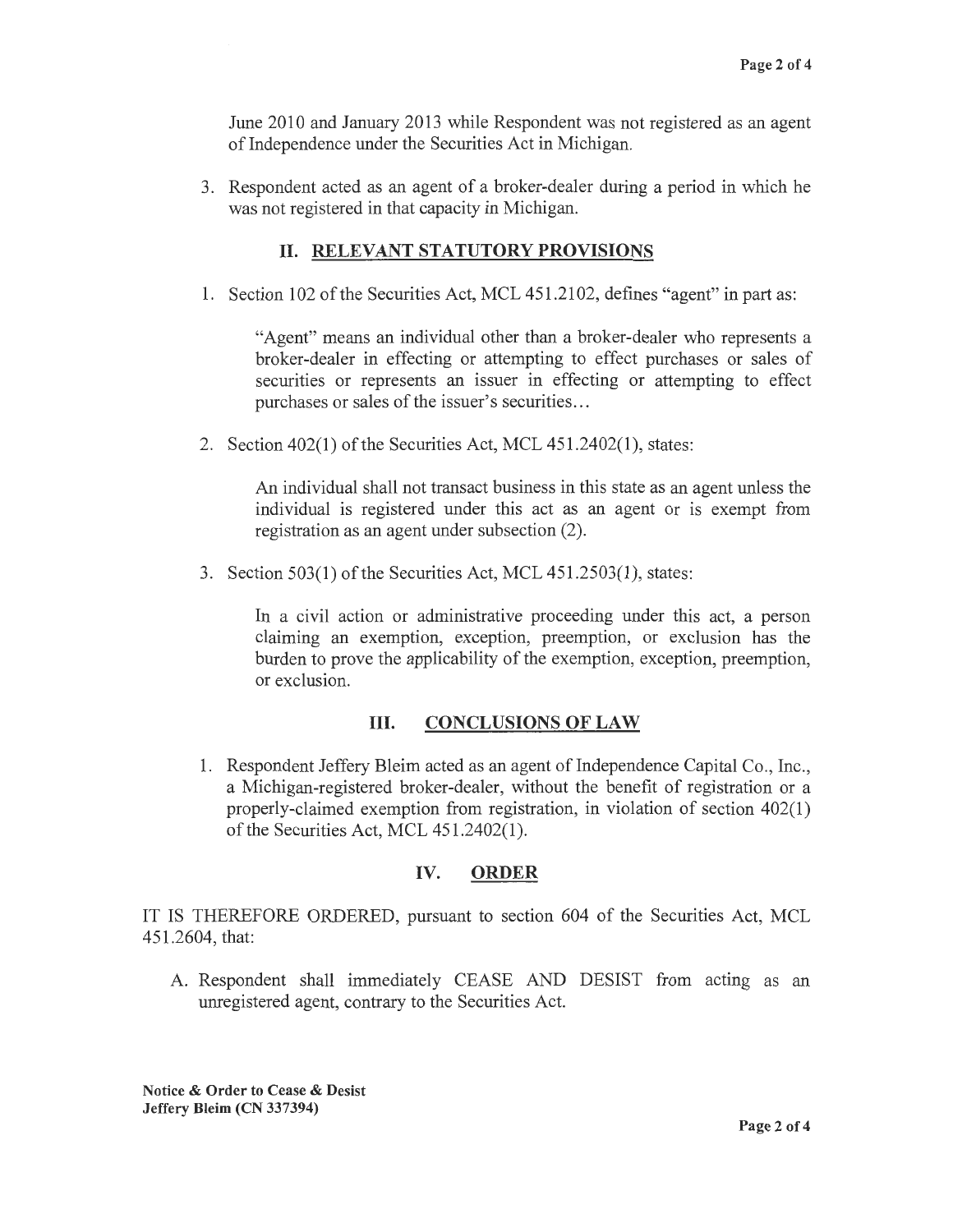June 2010 and January 2013 while Respondent was not registered as an agent of Independence under the Securities Act in Michigan.

3. Respondent acted as an agent of a broker-dealer during a period in which he was not registered in that capacity in Michigan.

## II. RELEVANT STATUTORY PROVISIONS

1. Section 102 of the Securities Act, MCL 451.2102, defines "agent" in part as:

   > "Agent" means an individual other than a broker-dealer who represents a broker-dealer in effecting or attempting to effect purchases or sales of securities or represents an issuer in effecting or attempting to effect purchases or sales of the issuer's securities...

2. Section 402(1) of the Securities Act, MCL 451.2402(1), states:

   > An individual shall not transact business in this state as an agent unless the individual is registered under this act as an agent or is exempt from registration as an agent under subsection (2).

3. Section 503(1) of the Securities Act, MCL 451.2503(1), states:

   > In a civil action or administrative proceeding under this act, a person claiming an exemption, exception, preemption, or exclusion has the burden to prove the applicability of the exemption, exception, preemption, or exclusion.

## III. CONCLUSIONS OF LAW

1. Respondent Jeffery Bleim acted as an agent of Independence Capital Co., Inc., a Michigan-registered broker-dealer, without the benefit of registration or a properly-claimed exemption from registration, in violation of section 402(1) of the Securities Act, MCL 451.2402(1).

## IV. ORDER

IT IS THEREFORE ORDERED, pursuant to section 604 of the Securities Act, MCL 451.2604, that:

A. Respondent shall immediately CEASE AND DESIST from acting as an unregistered agent, contrary to the Securities Act.

**Notice & Order to Cease & Desist**
**Jeffery Bleim (CN 337394)**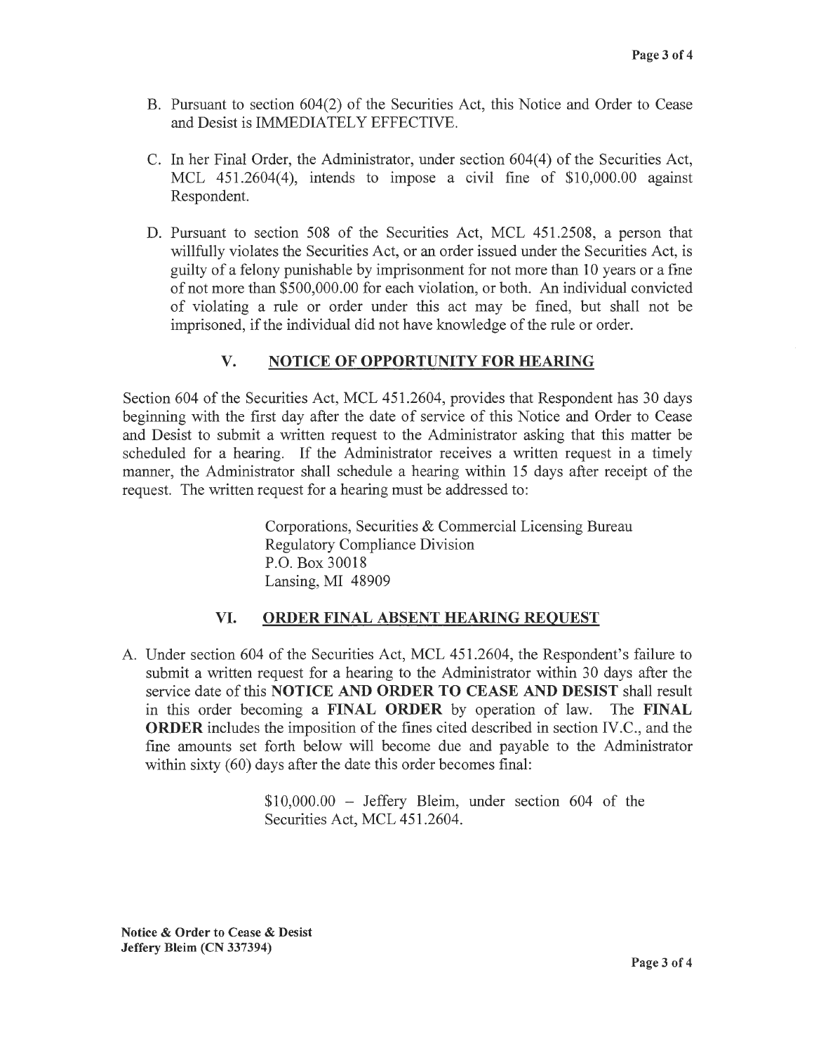B. Pursuant to section 604(2) of the Securities Act, this Notice and Order to Cease and Desist is IMMEDIATELY EFFECTIVE.

C. In her Final Order, the Administrator, under section 604(4) of the Securities Act, MCL 451.2604(4), intends to impose a civil fine of $10,000.00 against Respondent.

D. Pursuant to section 508 of the Securities Act, MCL 451.2508, a person that willfully violates the Securities Act, or an order issued under the Securities Act, is guilty of a felony punishable by imprisonment for not more than 10 years or a fine of not more than $500,000.00 for each violation, or both. An individual convicted of violating a rule or order under this act may be fined, but shall not be imprisoned, if the individual did not have knowledge of the rule or order.

## V. NOTICE OF OPPORTUNITY FOR HEARING

Section 604 of the Securities Act, MCL 451.2604, provides that Respondent has 30 days beginning with the first day after the date of service of this Notice and Order to Cease and Desist to submit a written request to the Administrator asking that this matter be scheduled for a hearing. If the Administrator receives a written request in a timely manner, the Administrator shall schedule a hearing within 15 days after receipt of the request. The written request for a hearing must be addressed to:

> Corporations, Securities & Commercial Licensing Bureau
> Regulatory Compliance Division
> P.O. Box 30018
> Lansing, MI 48909

## VI. ORDER FINAL ABSENT HEARING REQUEST

A. Under section 604 of the Securities Act, MCL 451.2604, the Respondent's failure to submit a written request for a hearing to the Administrator within 30 days after the service date of this **NOTICE AND ORDER TO CEASE AND DESIST** shall result in this order becoming a **FINAL ORDER** by operation of law. The **FINAL ORDER** includes the imposition of the fines cited described in section IV.C., and the fine amounts set forth below will become due and payable to the Administrator within sixty (60) days after the date this order becomes final:

> $10,000.00 – Jeffery Bleim, under section 604 of the Securities Act, MCL 451.2604.

**Notice & Order to Cease & Desist**
**Jeffery Bleim (CN 337394)**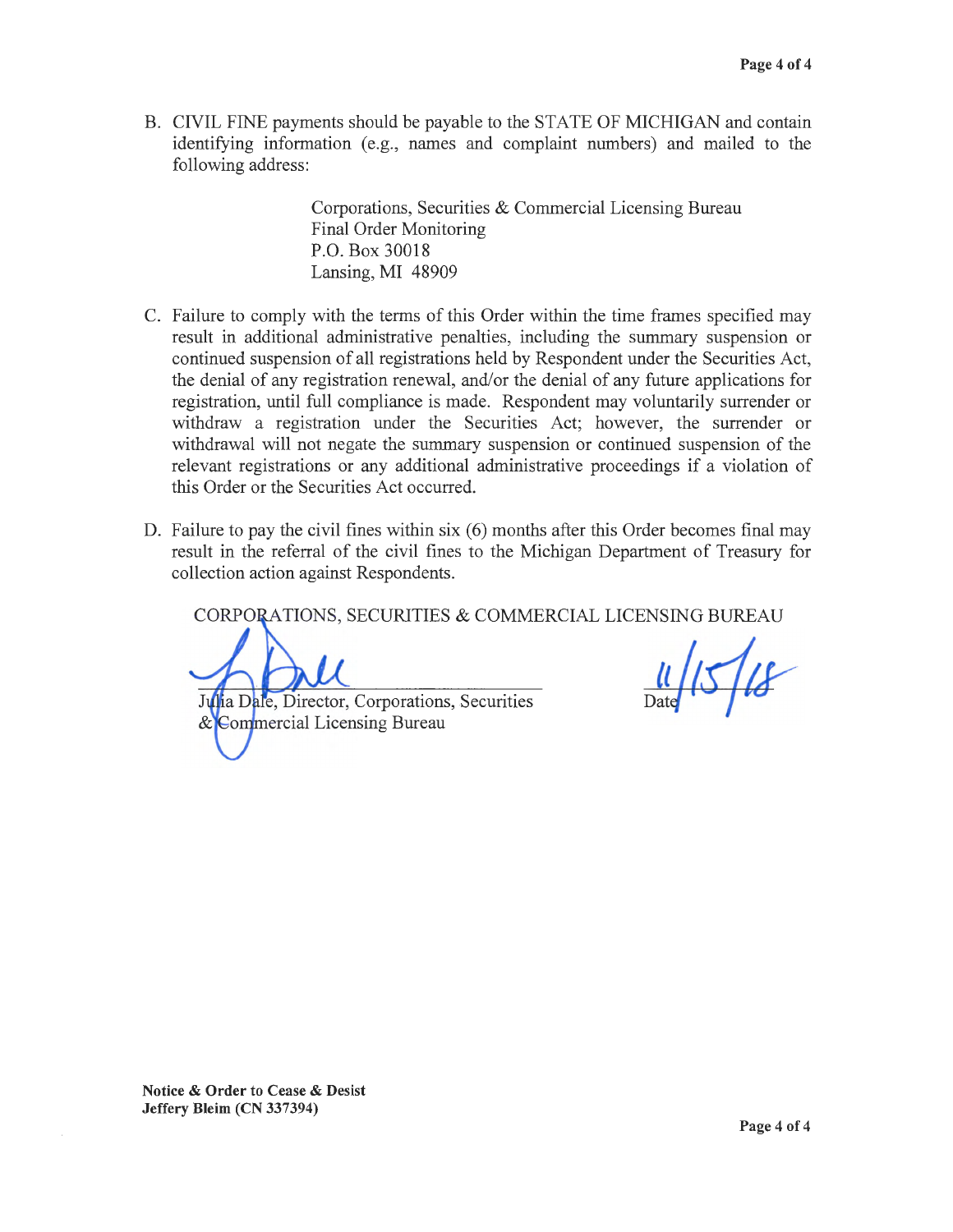B. CIVIL FINE payments should be payable to the STATE OF MICHIGAN and contain identifying information (e.g., names and complaint numbers) and mailed to the following address:

Corporations, Securities & Commercial Licensing Bureau
Final Order Monitoring
P.O. Box 30018
Lansing, MI 48909

C. Failure to comply with the terms of this Order within the time frames specified may result in additional administrative penalties, including the summary suspension or continued suspension of all registrations held by Respondent under the Securities Act, the denial of any registration renewal, and/or the denial of any future applications for registration, until full compliance is made. Respondent may voluntarily surrender or withdraw a registration under the Securities Act; however, the surrender or withdrawal will not negate the summary suspension or continued suspension of the relevant registrations or any additional administrative proceedings if a violation of this Order or the Securities Act occurred.

D. Failure to pay the civil fines within six (6) months after this Order becomes final may result in the referral of the civil fines to the Michigan Department of Treasury for collection action against Respondents.

CORPORATIONS, SECURITIES & COMMERCIAL LICENSING BUREAU

Julia Dale, Director, Corporations, Securities & Commercial Licensing Bureau

Date 11/15/18

**Notice & Order to Cease & Desist**
**Jeffery Bleim (CN 337394)**